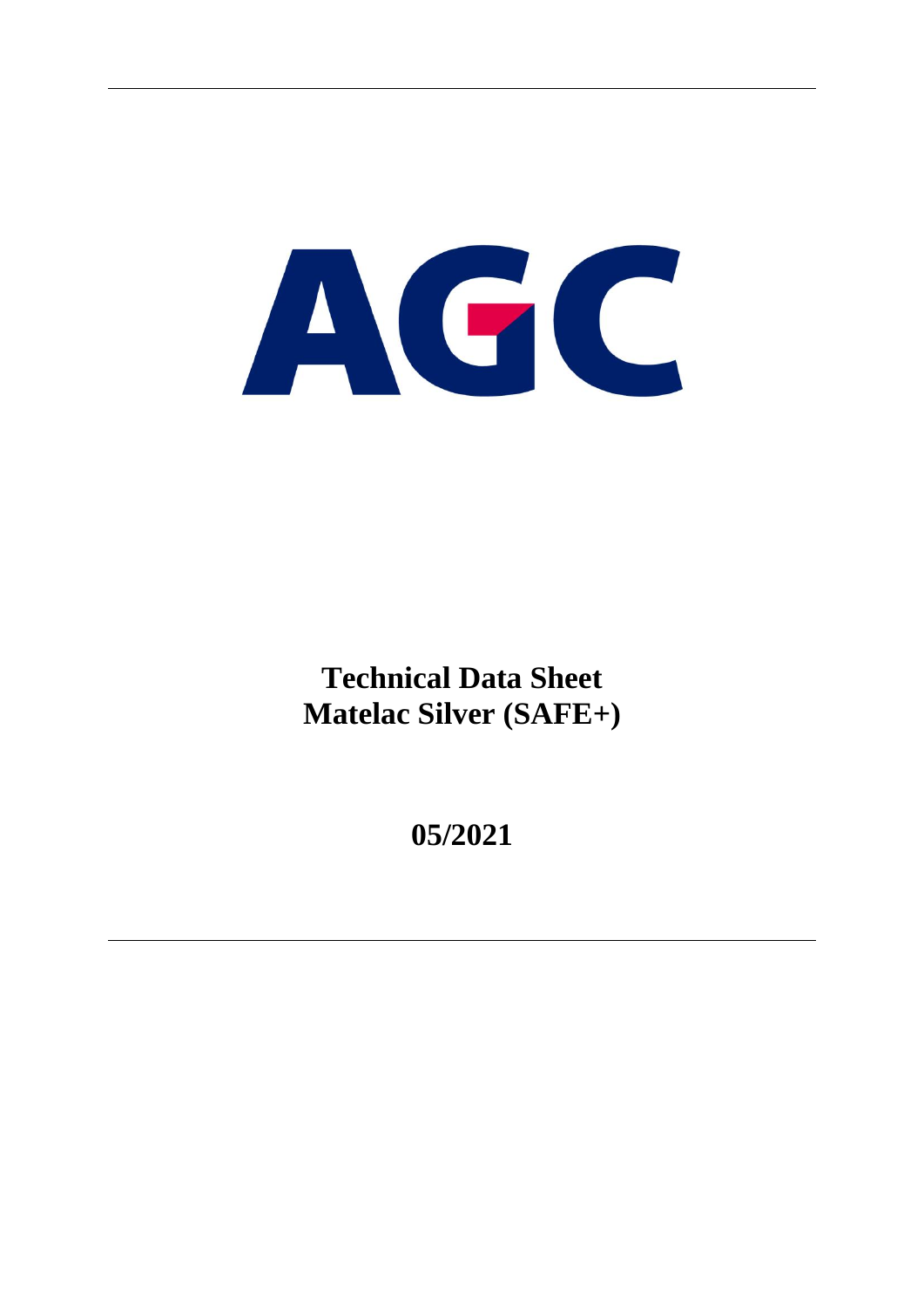AGC

# Technical Data Sheet
# Matelac Silver (SAFE+)

## 05/2021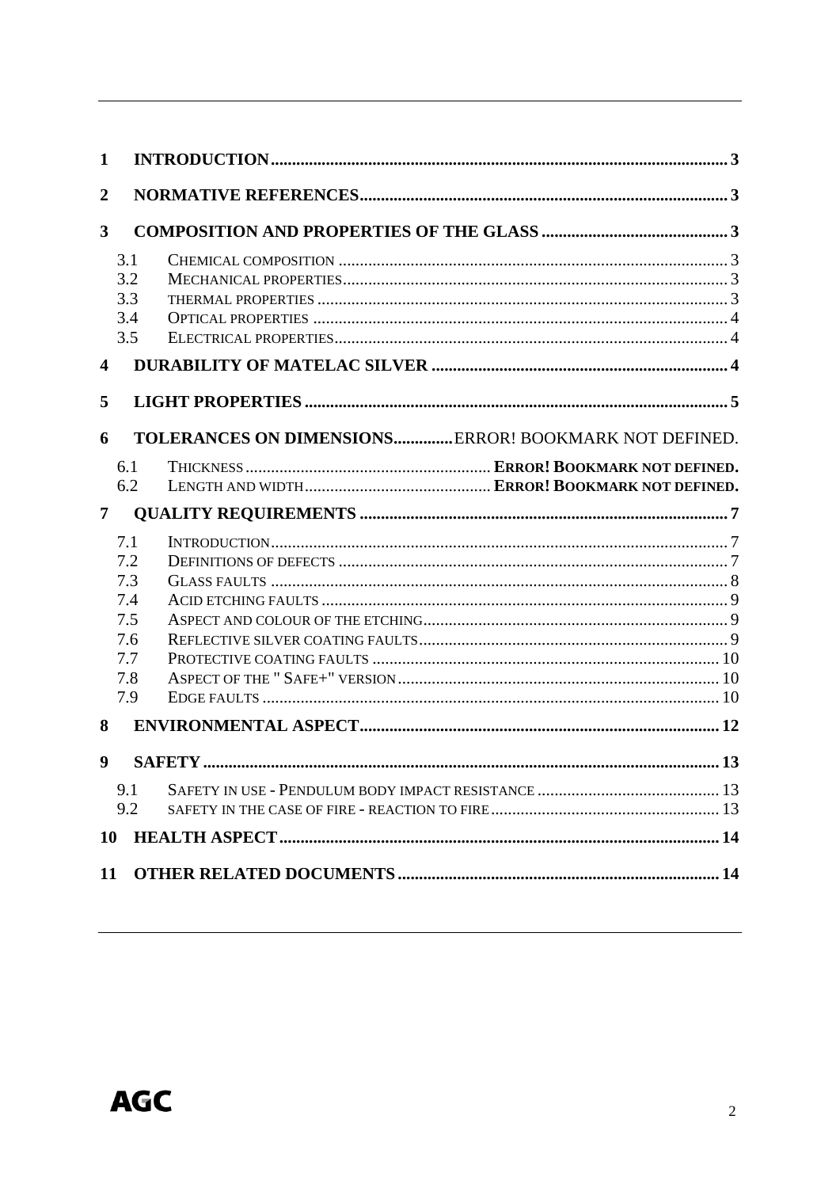| | | |
|---|---|---|
| **1** | **INTRODUCTION** | **3** |
| **2** | **NORMATIVE REFERENCES** | **3** |
| **3** | **COMPOSITION AND PROPERTIES OF THE GLASS** | **3** |
| 3.1 | CHEMICAL COMPOSITION | 3 |
| 3.2 | MECHANICAL PROPERTIES | 3 |
| 3.3 | THERMAL PROPERTIES | 3 |
| 3.4 | OPTICAL PROPERTIES | 4 |
| 3.5 | ELECTRICAL PROPERTIES | 4 |
| **4** | **DURABILITY OF MATELAC SILVER** | **4** |
| **5** | **LIGHT PROPERTIES** | **5** |
| **6** | **TOLERANCES ON DIMENSIONS** | ERROR! BOOKMARK NOT DEFINED. |
| 6.1 | THICKNESS | **ERROR! BOOKMARK NOT DEFINED.** |
| 6.2 | LENGTH AND WIDTH | **ERROR! BOOKMARK NOT DEFINED.** |
| **7** | **QUALITY REQUIREMENTS** | **7** |
| 7.1 | INTRODUCTION | 7 |
| 7.2 | DEFINITIONS OF DEFECTS | 7 |
| 7.3 | GLASS FAULTS | 8 |
| 7.4 | ACID ETCHING FAULTS | 9 |
| 7.5 | ASPECT AND COLOUR OF THE ETCHING | 9 |
| 7.6 | REFLECTIVE SILVER COATING FAULTS | 9 |
| 7.7 | PROTECTIVE COATING FAULTS | 10 |
| 7.8 | ASPECT OF THE " SAFE+" VERSION | 10 |
| 7.9 | EDGE FAULTS | 10 |
| **8** | **ENVIRONMENTAL ASPECT** | **12** |
| **9** | **SAFETY** | **13** |
| 9.1 | SAFETY IN USE - PENDULUM BODY IMPACT RESISTANCE | 13 |
| 9.2 | SAFETY IN THE CASE OF FIRE - REACTION TO FIRE | 13 |
| **10** | **HEALTH ASPECT** | **14** |
| **11** | **OTHER RELATED DOCUMENTS** | **14** |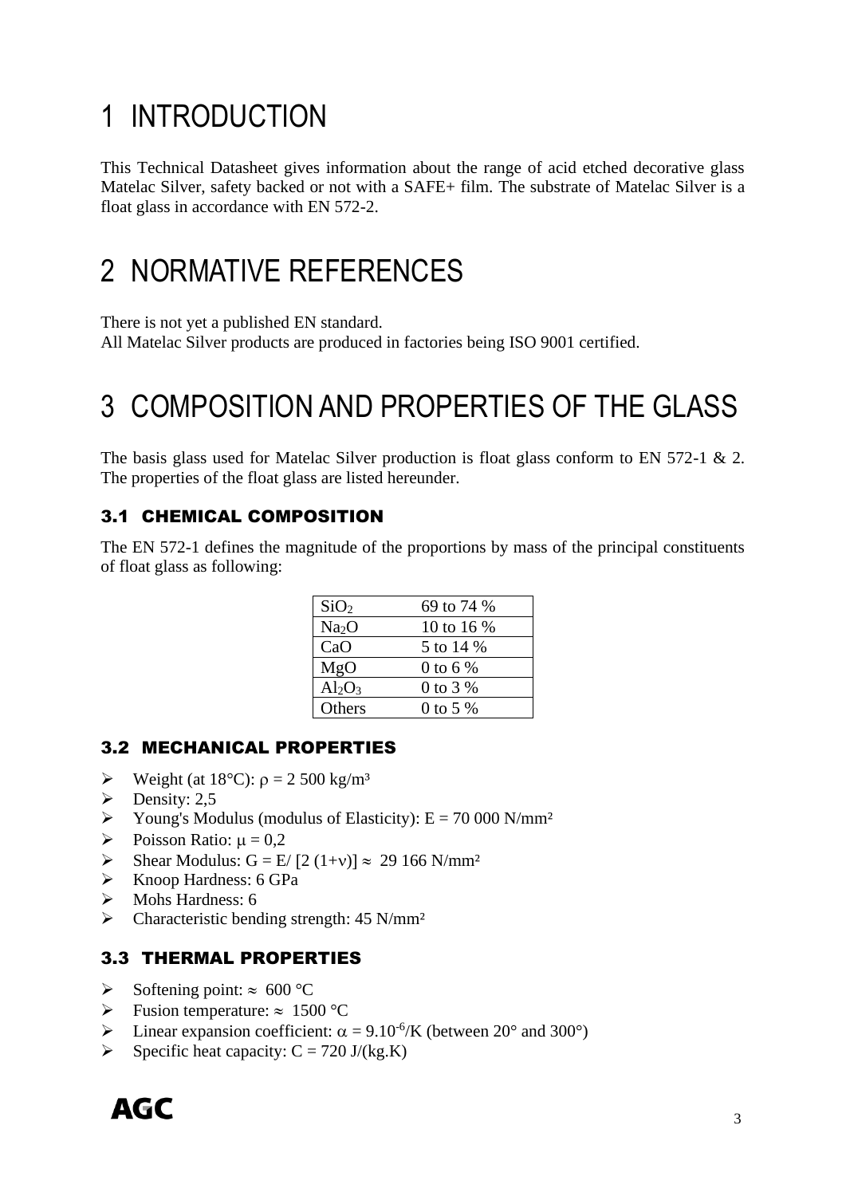# 1 INTRODUCTION

This Technical Datasheet gives information about the range of acid etched decorative glass Matelac Silver, safety backed or not with a SAFE+ film. The substrate of Matelac Silver is a float glass in accordance with EN 572-2.

# 2 NORMATIVE REFERENCES

There is not yet a published EN standard.
All Matelac Silver products are produced in factories being ISO 9001 certified.

# 3 COMPOSITION AND PROPERTIES OF THE GLASS

The basis glass used for Matelac Silver production is float glass conform to EN 572-1 & 2. The properties of the float glass are listed hereunder.

## 3.1 CHEMICAL COMPOSITION

The EN 572-1 defines the magnitude of the proportions by mass of the principal constituents of float glass as following:

| | |
|---|---|
| $SiO_2$ | 69 to 74 % |
| $Na_2O$ | 10 to 16 % |
| CaO | 5 to 14 % |
| MgO | 0 to 6 % |
| $Al_2O_3$ | 0 to 3 % |
| Others | 0 to 5 % |

## 3.2 MECHANICAL PROPERTIES

- Weight (at 18°C): $\rho = 2\,500$ kg/m³
- Density: 2,5
- Young's Modulus (modulus of Elasticity): E = 70 000 N/mm²
- Poisson Ratio: $\mu = 0{,}2$
- Shear Modulus: $G = E/ [2\,(1+\nu)] \approx 29\,166$ N/mm²
- Knoop Hardness: 6 GPa
- Mohs Hardness: 6
- Characteristic bending strength: 45 N/mm²

## 3.3 THERMAL PROPERTIES

- Softening point: $\approx$ 600 °C
- Fusion temperature: $\approx$ 1500 °C
- Linear expansion coefficient: $\alpha = 9.10^{-6}$/K (between 20° and 300°)
- Specific heat capacity: C = 720 J/(kg.K)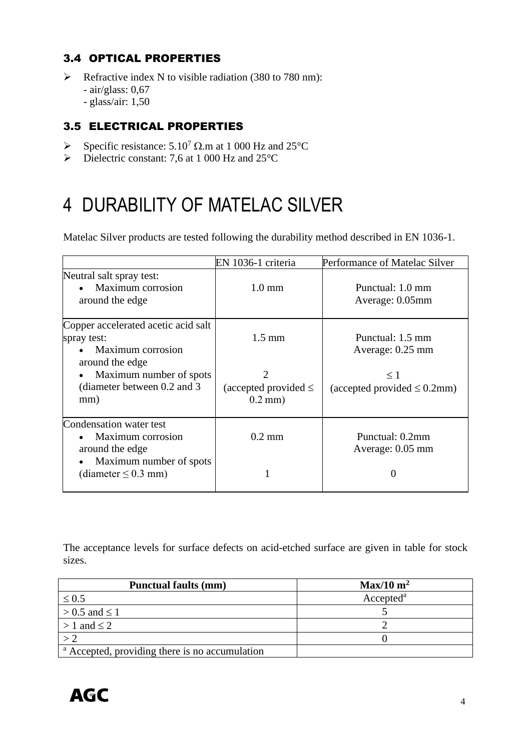### 3.4 OPTICAL PROPERTIES

- Refractive index N to visible radiation (380 to 780 nm):
  - air/glass: 0,67
  - glass/air: 1,50

### 3.5 ELECTRICAL PROPERTIES

- Specific resistance: $5.10^7$ Ω.m at 1 000 Hz and 25°C
- Dielectric constant: 7,6 at 1 000 Hz and 25°C

# 4 DURABILITY OF MATELAC SILVER

Matelac Silver products are tested following the durability method described in EN 1036-1.

| | EN 1036-1 criteria | Performance of Matelac Silver |
|---|---|---|
| Neutral salt spray test:<br>• Maximum corrosion around the edge | 1.0 mm | Punctual: 1.0 mm<br>Average: 0.05mm |
| Copper accelerated acetic acid salt spray test:<br>• Maximum corrosion around the edge<br>• Maximum number of spots (diameter between 0.2 and 3 mm) | 1.5 mm<br><br>2<br>(accepted provided ≤ 0.2 mm) | Punctual: 1.5 mm<br>Average: 0.25 mm<br><br>≤ 1<br>(accepted provided ≤ 0.2mm) |
| Condensation water test<br>• Maximum corrosion around the edge<br>• Maximum number of spots (diameter ≤ 0.3 mm) | 0.2 mm<br><br>1 | Punctual: 0.2mm<br>Average: 0.05 mm<br><br>0 |

The acceptance levels for surface defects on acid-etched surface are given in table for stock sizes.

| **Punctual faults (mm)** | **Max/10 m²** |
|---|---|
| ≤ 0.5 | Accepted[a] |
| > 0.5 and ≤ 1 | 5 |
| > 1 and ≤ 2 | 2 |
| > 2 | 0 |
| [a] Accepted, providing there is no accumulation | |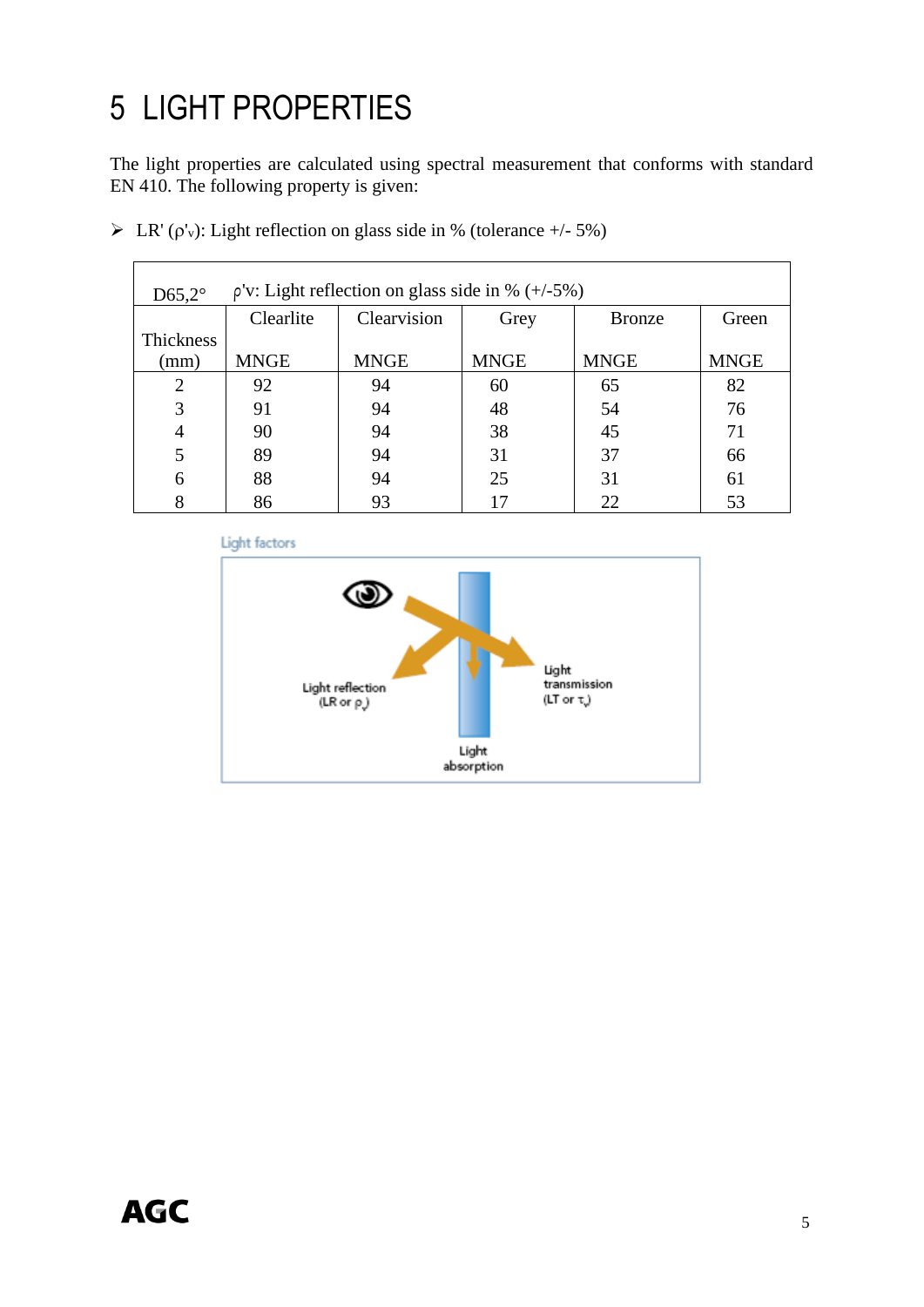# 5 LIGHT PROPERTIES

The light properties are calculated using spectral measurement that conforms with standard EN 410. The following property is given:

- LR' ($\rho'_v$): Light reflection on glass side in % (tolerance +/- 5%)

| D65,2° | ρ'v: Light reflection on glass side in % (+/-5%) | | | | |
|---|---|---|---|---|---|
| Thickness (mm) | Clearlite<br>MNGE | Clearvision<br>MNGE | Grey<br>MNGE | Bronze<br>MNGE | Green<br>MNGE |
| 2 | 92 | 94 | 60 | 65 | 82 |
| 3 | 91 | 94 | 48 | 54 | 76 |
| 4 | 90 | 94 | 38 | 45 | 71 |
| 5 | 89 | 94 | 31 | 37 | 66 |
| 6 | 88 | 94 | 25 | 31 | 61 |
| 8 | 86 | 93 | 17 | 22 | 53 |

Light factors

Light reflection (LR or $\rho_v$)

Light transmission (LT or $\tau_v$)

Light absorption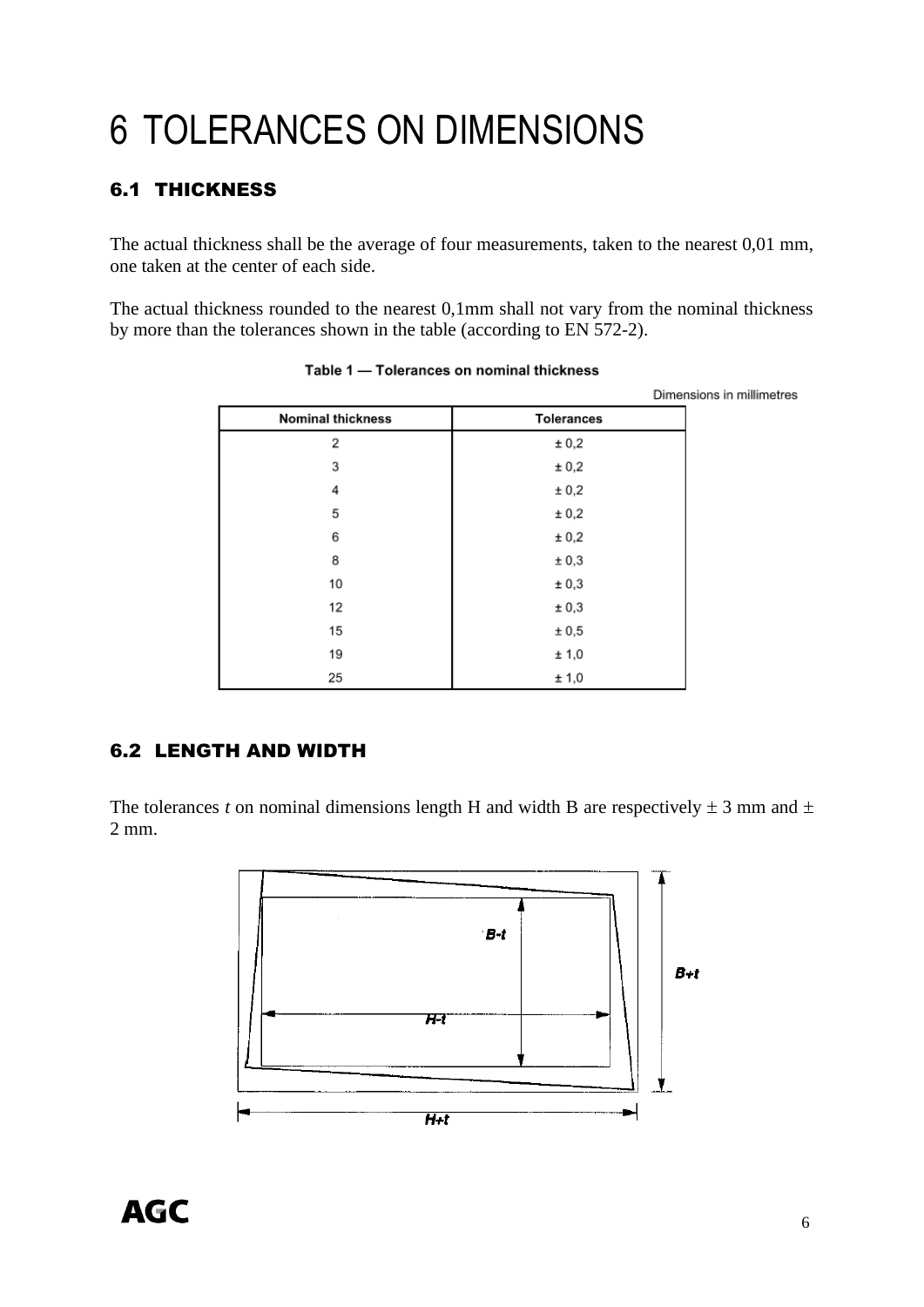# 6 TOLERANCES ON DIMENSIONS

## 6.1 THICKNESS

The actual thickness shall be the average of four measurements, taken to the nearest 0,01 mm, one taken at the center of each side.

The actual thickness rounded to the nearest 0,1mm shall not vary from the nominal thickness by more than the tolerances shown in the table (according to EN 572-2).

**Table 1 — Tolerances on nominal thickness**

Dimensions in millimetres

| Nominal thickness | Tolerances |
|---|---|
| 2 | ± 0,2 |
| 3 | ± 0,2 |
| 4 | ± 0,2 |
| 5 | ± 0,2 |
| 6 | ± 0,2 |
| 8 | ± 0,3 |
| 10 | ± 0,3 |
| 12 | ± 0,3 |
| 15 | ± 0,5 |
| 19 | ± 1,0 |
| 25 | ± 1,0 |

## 6.2 LENGTH AND WIDTH

The tolerances *t* on nominal dimensions length H and width B are respectively ± 3 mm and ± 2 mm.

*B-t*

*B+t*

*H-t*

*H+t*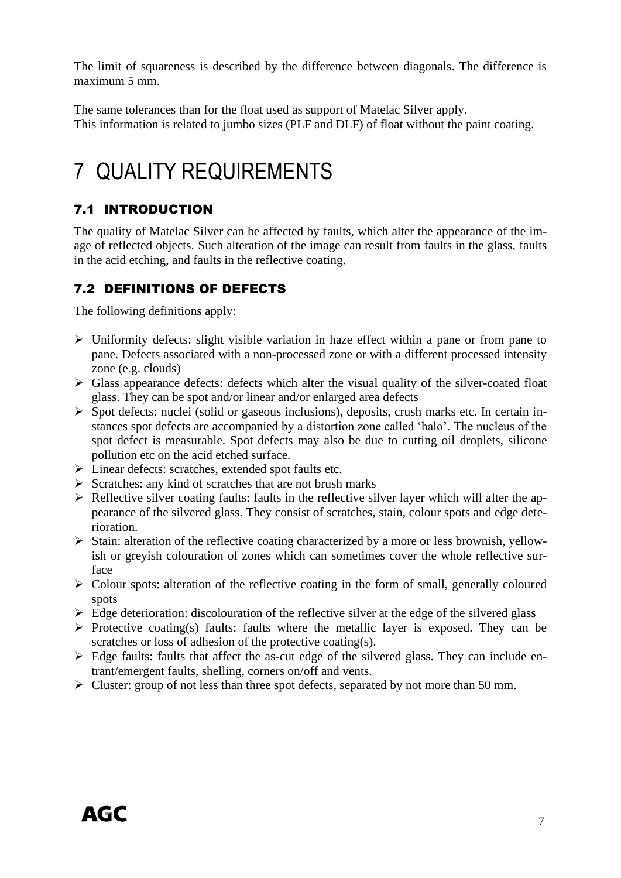The limit of squareness is described by the difference between diagonals. The difference is maximum 5 mm.

The same tolerances than for the float used as support of Matelac Silver apply.
This information is related to jumbo sizes (PLF and DLF) of float without the paint coating.

# 7 QUALITY REQUIREMENTS

## 7.1 INTRODUCTION

The quality of Matelac Silver can be affected by faults, which alter the appearance of the image of reflected objects. Such alteration of the image can result from faults in the glass, faults in the acid etching, and faults in the reflective coating.

## 7.2 DEFINITIONS OF DEFECTS

The following definitions apply:

- Uniformity defects: slight visible variation in haze effect within a pane or from pane to pane. Defects associated with a non-processed zone or with a different processed intensity zone (e.g. clouds)
- Glass appearance defects: defects which alter the visual quality of the silver-coated float glass. They can be spot and/or linear and/or enlarged area defects
- Spot defects: nuclei (solid or gaseous inclusions), deposits, crush marks etc. In certain instances spot defects are accompanied by a distortion zone called 'halo'. The nucleus of the spot defect is measurable. Spot defects may also be due to cutting oil droplets, silicone pollution etc on the acid etched surface.
- Linear defects: scratches, extended spot faults etc.
- Scratches: any kind of scratches that are not brush marks
- Reflective silver coating faults: faults in the reflective silver layer which will alter the appearance of the silvered glass. They consist of scratches, stain, colour spots and edge deterioration.
- Stain: alteration of the reflective coating characterized by a more or less brownish, yellowish or greyish colouration of zones which can sometimes cover the whole reflective surface
- Colour spots: alteration of the reflective coating in the form of small, generally coloured spots
- Edge deterioration: discolouration of the reflective silver at the edge of the silvered glass
- Protective coating(s) faults: faults where the metallic layer is exposed. They can be scratches or loss of adhesion of the protective coating(s).
- Edge faults: faults that affect the as-cut edge of the silvered glass. They can include entrant/emergent faults, shelling, corners on/off and vents.
- Cluster: group of not less than three spot defects, separated by not more than 50 mm.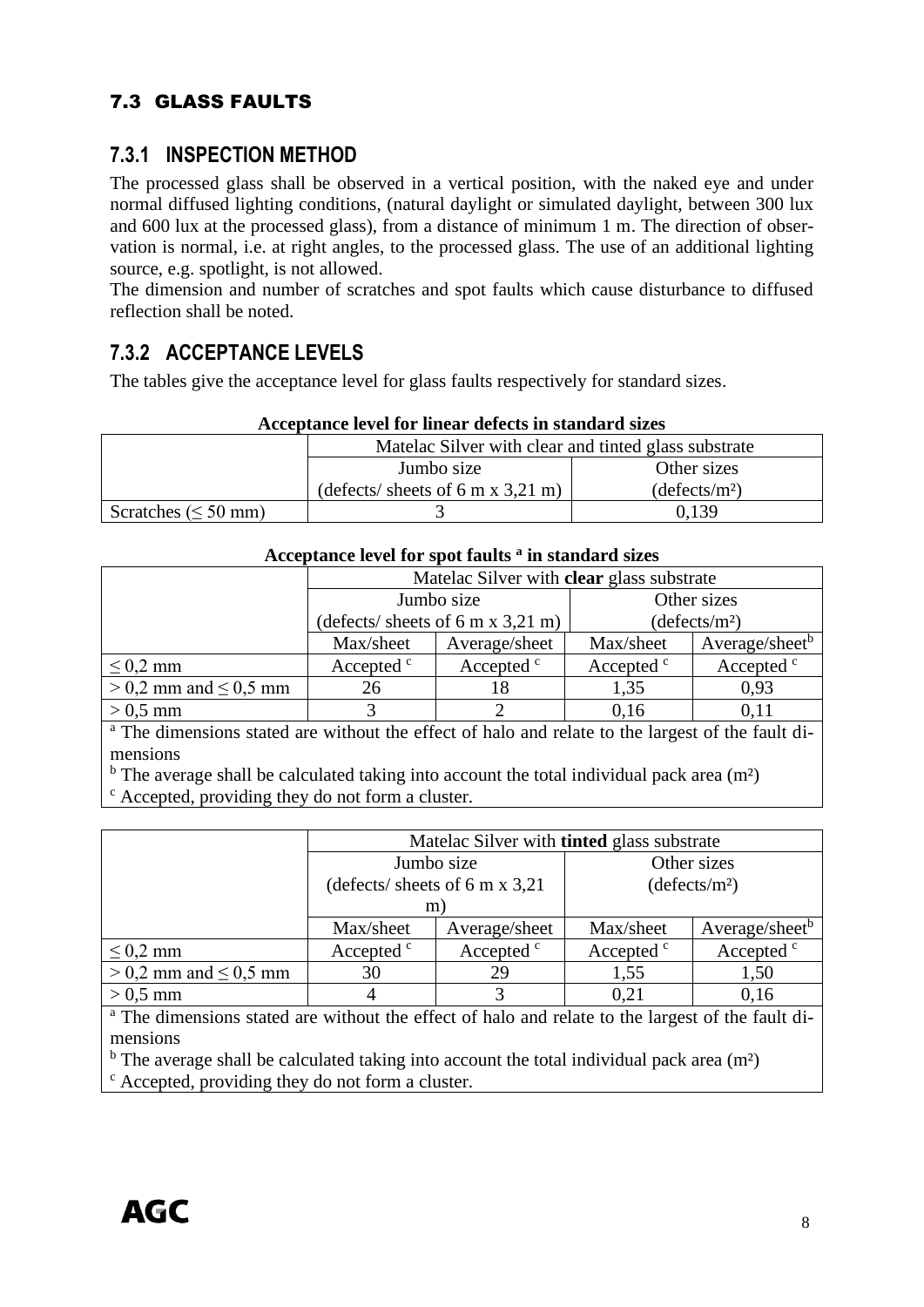## 7.3 GLASS FAULTS

### 7.3.1 INSPECTION METHOD

The processed glass shall be observed in a vertical position, with the naked eye and under normal diffused lighting conditions, (natural daylight or simulated daylight, between 300 lux and 600 lux at the processed glass), from a distance of minimum 1 m. The direction of observation is normal, i.e. at right angles, to the processed glass. The use of an additional lighting source, e.g. spotlight, is not allowed.
The dimension and number of scratches and spot faults which cause disturbance to diffused reflection shall be noted.

### 7.3.2 ACCEPTANCE LEVELS

The tables give the acceptance level for glass faults respectively for standard sizes.

**Acceptance level for linear defects in standard sizes**

| | Matelac Silver with clear and tinted glass substrate | |
|---|---|---|
| | Jumbo size (defects/ sheets of 6 m x 3,21 m) | Other sizes (defects/m²) |
| Scratches (≤ 50 mm) | 3 | 0,139 |

**Acceptance level for spot faults [a] in standard sizes**

| | Matelac Silver with **clear** glass substrate | | | |
|---|---|---|---|---|
| | Jumbo size (defects/ sheets of 6 m x 3,21 m) | | Other sizes (defects/m²) | |
| | Max/sheet | Average/sheet | Max/sheet | Average/sheet[b] |
| ≤ 0,2 mm | Accepted [c] | Accepted [c] | Accepted [c] | Accepted [c] |
| > 0,2 mm and ≤ 0,5 mm | 26 | 18 | 1,35 | 0,93 |
| > 0,5 mm | 3 | 2 | 0,16 | 0,11 |

[a] The dimensions stated are without the effect of halo and relate to the largest of the fault dimensions
[b] The average shall be calculated taking into account the total individual pack area (m²)
[c] Accepted, providing they do not form a cluster.

| | Matelac Silver with **tinted** glass substrate | | | |
|---|---|---|---|---|
| | Jumbo size (defects/ sheets of 6 m x 3,21 m) | | Other sizes (defects/m²) | |
| | Max/sheet | Average/sheet | Max/sheet | Average/sheet[b] |
| ≤ 0,2 mm | Accepted [c] | Accepted [c] | Accepted [c] | Accepted [c] |
| > 0,2 mm and ≤ 0,5 mm | 30 | 29 | 1,55 | 1,50 |
| > 0,5 mm | 4 | 3 | 0,21 | 0,16 |

[a] The dimensions stated are without the effect of halo and relate to the largest of the fault dimensions
[b] The average shall be calculated taking into account the total individual pack area (m²)
[c] Accepted, providing they do not form a cluster.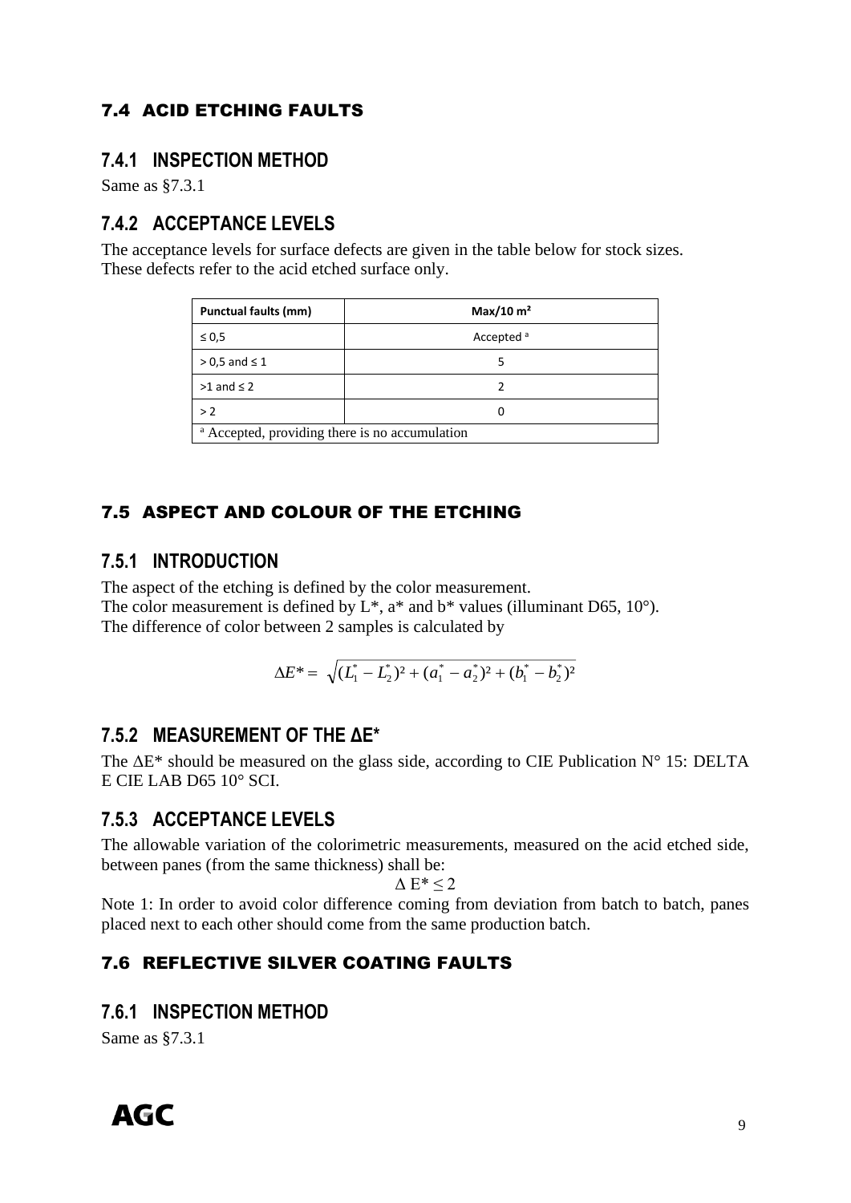## 7.4 ACID ETCHING FAULTS

### 7.4.1 INSPECTION METHOD

Same as §7.3.1

### 7.4.2 ACCEPTANCE LEVELS

The acceptance levels for surface defects are given in the table below for stock sizes.
These defects refer to the acid etched surface only.

| Punctual faults (mm) | Max/10 m² |
|---|---|
| ≤ 0,5 | Accepted [a] |
| > 0,5 and ≤ 1 | 5 |
| >1 and ≤ 2 | 2 |
| > 2 | 0 |
| [a] Accepted, providing there is no accumulation | |

## 7.5 ASPECT AND COLOUR OF THE ETCHING

### 7.5.1 INTRODUCTION

The aspect of the etching is defined by the color measurement.
The color measurement is defined by L*, a* and b* values (illuminant D65, 10°).
The difference of color between 2 samples is calculated by

$$\Delta E^* = \sqrt{(L_1^* - L_2^*)^2 + (a_1^* - a_2^*)^2 + (b_1^* - b_2^*)^2}$$

### 7.5.2 MEASUREMENT OF THE ΔE*

The ΔE* should be measured on the glass side, according to CIE Publication N° 15: DELTA E CIE LAB D65 10° SCI.

### 7.5.3 ACCEPTANCE LEVELS

The allowable variation of the colorimetric measurements, measured on the acid etched side, between panes (from the same thickness) shall be:

$$\Delta E^* \leq 2$$

Note 1: In order to avoid color difference coming from deviation from batch to batch, panes placed next to each other should come from the same production batch.

## 7.6 REFLECTIVE SILVER COATING FAULTS

### 7.6.1 INSPECTION METHOD

Same as §7.3.1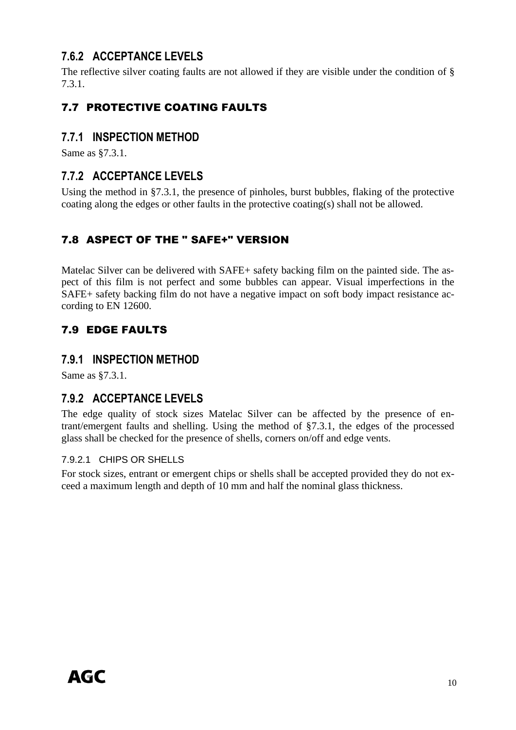### 7.6.2 ACCEPTANCE LEVELS

The reflective silver coating faults are not allowed if they are visible under the condition of § 7.3.1.

## 7.7 PROTECTIVE COATING FAULTS

### 7.7.1 INSPECTION METHOD

Same as §7.3.1.

### 7.7.2 ACCEPTANCE LEVELS

Using the method in §7.3.1, the presence of pinholes, burst bubbles, flaking of the protective coating along the edges or other faults in the protective coating(s) shall not be allowed.

## 7.8 ASPECT OF THE " SAFE+" VERSION

Matelac Silver can be delivered with SAFE+ safety backing film on the painted side. The aspect of this film is not perfect and some bubbles can appear. Visual imperfections in the SAFE+ safety backing film do not have a negative impact on soft body impact resistance according to EN 12600.

## 7.9 EDGE FAULTS

### 7.9.1 INSPECTION METHOD

Same as §7.3.1.

### 7.9.2 ACCEPTANCE LEVELS

The edge quality of stock sizes Matelac Silver can be affected by the presence of entrant/emergent faults and shelling. Using the method of §7.3.1, the edges of the processed glass shall be checked for the presence of shells, corners on/off and edge vents.

#### 7.9.2.1 CHIPS OR SHELLS

For stock sizes, entrant or emergent chips or shells shall be accepted provided they do not exceed a maximum length and depth of 10 mm and half the nominal glass thickness.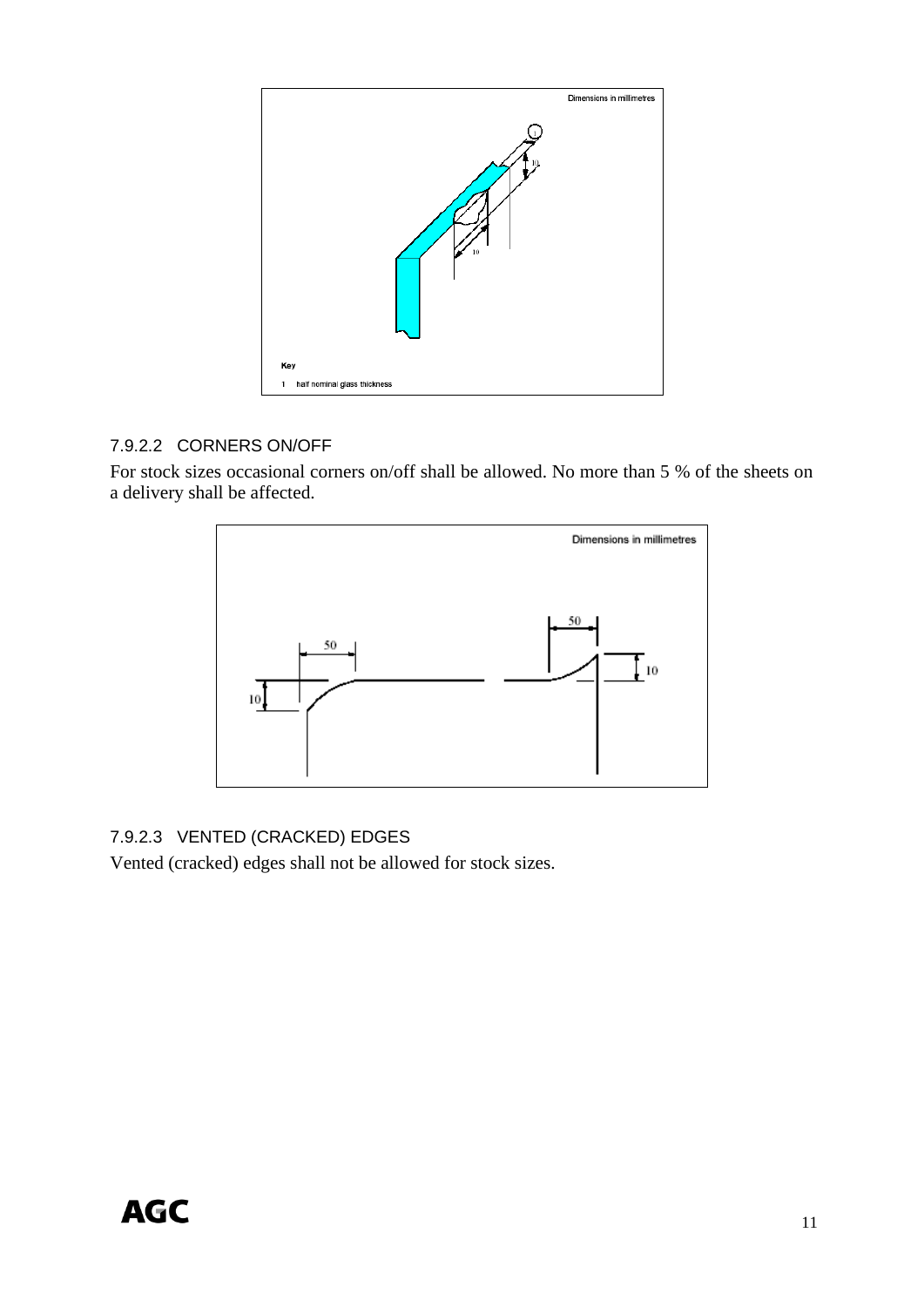Dimensions in millimetres

Key

1 half nominal glass thickness

#### 7.9.2.2 CORNERS ON/OFF

For stock sizes occasional corners on/off shall be allowed. No more than 5 % of the sheets on a delivery shall be affected.

Dimensions in millimetres

#### 7.9.2.3 VENTED (CRACKED) EDGES

Vented (cracked) edges shall not be allowed for stock sizes.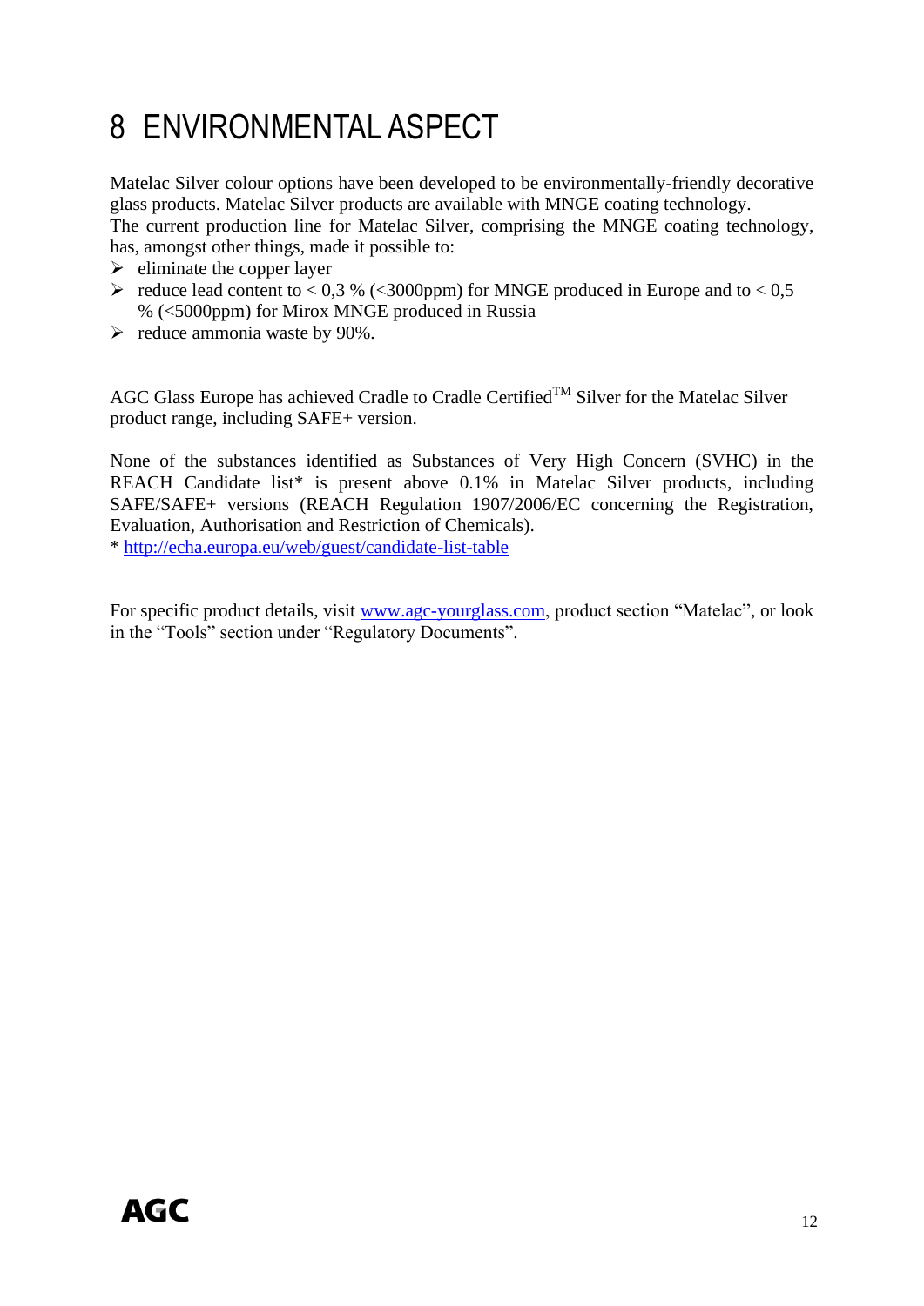# 8 ENVIRONMENTAL ASPECT

Matelac Silver colour options have been developed to be environmentally-friendly decorative glass products. Matelac Silver products are available with MNGE coating technology.
The current production line for Matelac Silver, comprising the MNGE coating technology, has, amongst other things, made it possible to:

- eliminate the copper layer
- reduce lead content to < 0,3 % (<3000ppm) for MNGE produced in Europe and to < 0,5 % (<5000ppm) for Mirox MNGE produced in Russia
- reduce ammonia waste by 90%.

AGC Glass Europe has achieved Cradle to Cradle Certified™ Silver for the Matelac Silver product range, including SAFE+ version.

None of the substances identified as Substances of Very High Concern (SVHC) in the REACH Candidate list* is present above 0.1% in Matelac Silver products, including SAFE/SAFE+ versions (REACH Regulation 1907/2006/EC concerning the Registration, Evaluation, Authorisation and Restriction of Chemicals).
* http://echa.europa.eu/web/guest/candidate-list-table

For specific product details, visit www.agc-yourglass.com, product section "Matelac", or look in the "Tools" section under "Regulatory Documents".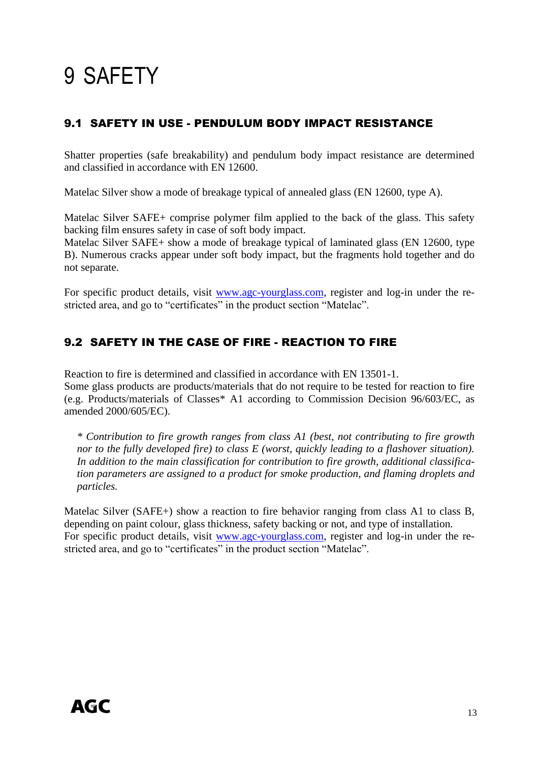# 9 SAFETY

## 9.1 SAFETY IN USE - PENDULUM BODY IMPACT RESISTANCE

Shatter properties (safe breakability) and pendulum body impact resistance are determined and classified in accordance with EN 12600.

Matelac Silver show a mode of breakage typical of annealed glass (EN 12600, type A).

Matelac Silver SAFE+ comprise polymer film applied to the back of the glass. This safety backing film ensures safety in case of soft body impact.
Matelac Silver SAFE+ show a mode of breakage typical of laminated glass (EN 12600, type B). Numerous cracks appear under soft body impact, but the fragments hold together and do not separate.

For specific product details, visit www.agc-yourglass.com, register and log-in under the restricted area, and go to "certificates" in the product section "Matelac".

## 9.2 SAFETY IN THE CASE OF FIRE - REACTION TO FIRE

Reaction to fire is determined and classified in accordance with EN 13501-1.
Some glass products are products/materials that do not require to be tested for reaction to fire (e.g. Products/materials of Classes* A1 according to Commission Decision 96/603/EC, as amended 2000/605/EC).

> *\* Contribution to fire growth ranges from class A1 (best, not contributing to fire growth nor to the fully developed fire) to class E (worst, quickly leading to a flashover situation). In addition to the main classification for contribution to fire growth, additional classification parameters are assigned to a product for smoke production, and flaming droplets and particles.*

Matelac Silver (SAFE+) show a reaction to fire behavior ranging from class A1 to class B, depending on paint colour, glass thickness, safety backing or not, and type of installation.
For specific product details, visit www.agc-yourglass.com, register and log-in under the restricted area, and go to "certificates" in the product section "Matelac".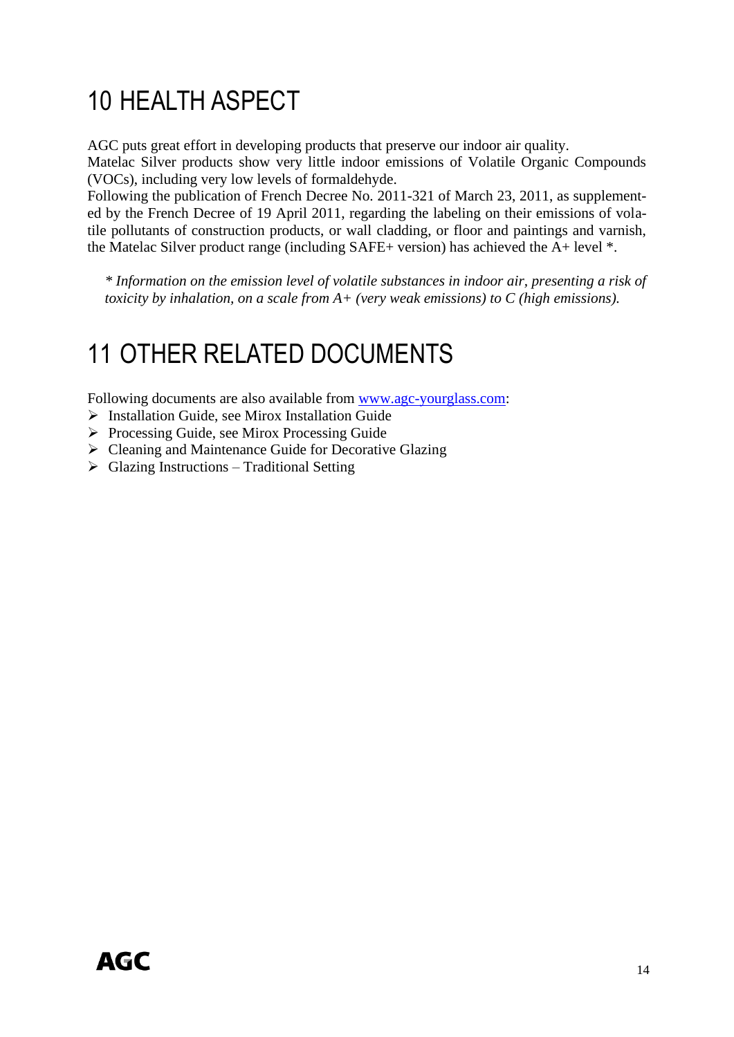# 10 HEALTH ASPECT

AGC puts great effort in developing products that preserve our indoor air quality.
Matelac Silver products show very little indoor emissions of Volatile Organic Compounds (VOCs), including very low levels of formaldehyde.
Following the publication of French Decree No. 2011-321 of March 23, 2011, as supplemented by the French Decree of 19 April 2011, regarding the labeling on their emissions of volatile pollutants of construction products, or wall cladding, or floor and paintings and varnish, the Matelac Silver product range (including SAFE+ version) has achieved the A+ level *.

*\* Information on the emission level of volatile substances in indoor air, presenting a risk of toxicity by inhalation, on a scale from A+ (very weak emissions) to C (high emissions).*

# 11 OTHER RELATED DOCUMENTS

Following documents are also available from [www.agc-yourglass.com](www.agc-yourglass.com):

- Installation Guide, see Mirox Installation Guide
- Processing Guide, see Mirox Processing Guide
- Cleaning and Maintenance Guide for Decorative Glazing
- Glazing Instructions – Traditional Setting